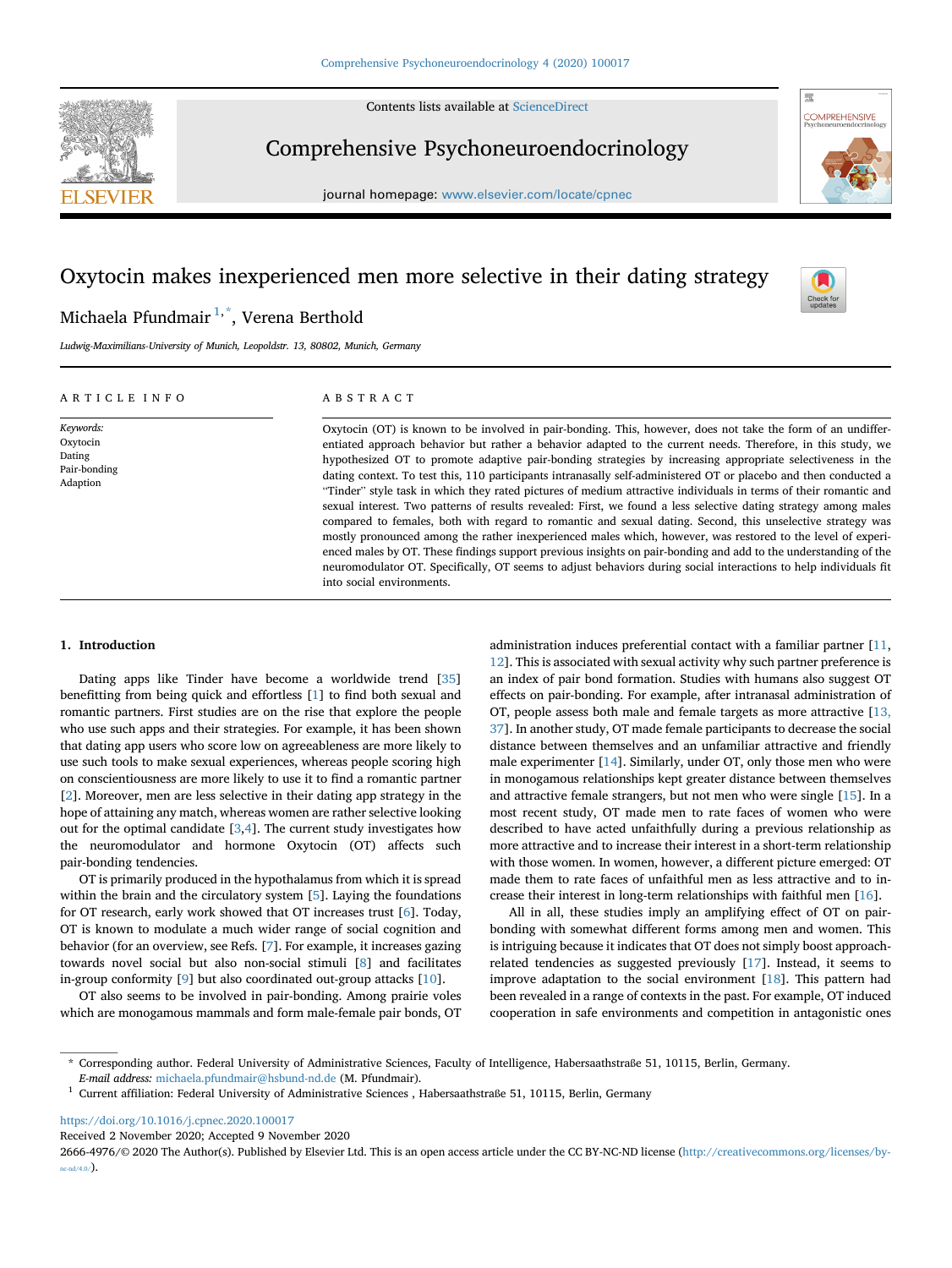# Oxytocin makes inexperienced men more selective in their dating strategy

Michaela Pfundmair [1,*], Verena Berthold

*Ludwig-Maximilians-University of Munich, Leopoldstr. 13, 80802, Munich, Germany*

## ARTICLE INFO

*Keywords:*
Oxytocin
Dating
Pair-bonding
Adaption

## ABSTRACT

Oxytocin (OT) is known to be involved in pair-bonding. This, however, does not take the form of an undifferentiated approach behavior but rather a behavior adapted to the current needs. Therefore, in this study, we hypothesized OT to promote adaptive pair-bonding strategies by increasing appropriate selectiveness in the dating context. To test this, 110 participants intranasally self-administered OT or placebo and then conducted a "Tinder" style task in which they rated pictures of medium attractive individuals in terms of their romantic and sexual interest. Two patterns of results revealed: First, we found a less selective dating strategy among males compared to females, both with regard to romantic and sexual dating. Second, this unselective strategy was mostly pronounced among the rather inexperienced males which, however, was restored to the level of experienced males by OT. These findings support previous insights on pair-bonding and add to the understanding of the neuromodulator OT. Specifically, OT seems to adjust behaviors during social interactions to help individuals fit into social environments.

## 1. Introduction

Dating apps like Tinder have become a worldwide trend [35] benefitting from being quick and effortless [1] to find both sexual and romantic partners. First studies are on the rise that explore the people who use such apps and their strategies. For example, it has been shown that dating app users who score low on agreeableness are more likely to use such tools to make sexual experiences, whereas people scoring high on conscientiousness are more likely to use it to find a romantic partner [2]. Moreover, men are less selective in their dating app strategy in the hope of attaining any match, whereas women are rather selective looking out for the optimal candidate [3,4]. The current study investigates how the neuromodulator and hormone Oxytocin (OT) affects such pair-bonding tendencies.

OT is primarily produced in the hypothalamus from which it is spread within the brain and the circulatory system [5]. Laying the foundations for OT research, early work showed that OT increases trust [6]. Today, OT is known to modulate a much wider range of social cognition and behavior (for an overview, see Refs. [7]. For example, it increases gazing towards novel social but also non-social stimuli [8] and facilitates in-group conformity [9] but also coordinated out-group attacks [10].

OT also seems to be involved in pair-bonding. Among prairie voles which are monogamous mammals and form male-female pair bonds, OT administration induces preferential contact with a familiar partner [11, 12]. This is associated with sexual activity why such partner preference is an index of pair bond formation. Studies with humans also suggest OT effects on pair-bonding. For example, after intranasal administration of OT, people assess both male and female targets as more attractive [13, 37]. In another study, OT made female participants to decrease the social distance between themselves and an unfamiliar attractive and friendly male experimenter [14]. Similarly, under OT, only those men who were in monogamous relationships kept greater distance between themselves and attractive female strangers, but not men who were single [15]. In a most recent study, OT made men to rate faces of women who were described to have acted unfaithfully during a previous relationship as more attractive and to increase their interest in a short-term relationship with those women. In women, however, a different picture emerged: OT made them to rate faces of unfaithful men as less attractive and to increase their interest in long-term relationships with faithful men [16].

All in all, these studies imply an amplifying effect of OT on pair-bonding with somewhat different forms among men and women. This is intriguing because it indicates that OT does not simply boost approach-related tendencies as suggested previously [17]. Instead, it seems to improve adaptation to the social environment [18]. This pattern had been revealed in a range of contexts in the past. For example, OT induced cooperation in safe environments and competition in antagonistic ones

---

* Corresponding author. Federal University of Administrative Sciences, Faculty of Intelligence, Habersaathstraße 51, 10115, Berlin, Germany.
*E-mail address:* michaela.pfundmair@hsbund-nd.de (M. Pfundmair).

[1] Current affiliation: Federal University of Administrative Sciences , Habersaathstraße 51, 10115, Berlin, Germany

https://doi.org/10.1016/j.cpnec.2020.100017
Received 2 November 2020; Accepted 9 November 2020
2666-4976/© 2020 The Author(s). Published by Elsevier Ltd. This is an open access article under the CC BY-NC-ND license (http://creativecommons.org/licenses/by-nc-nd/4.0/).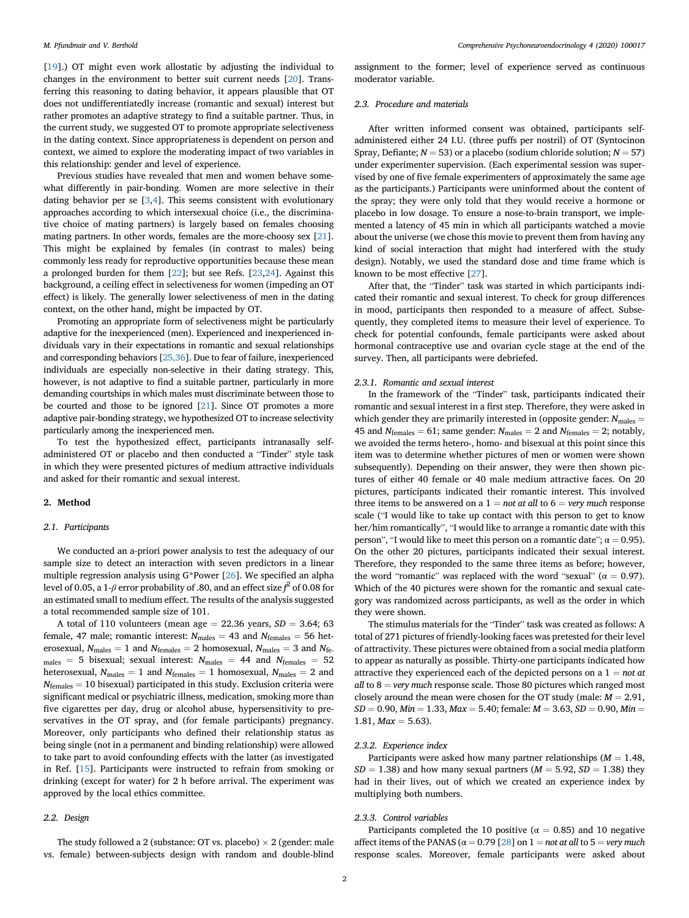[19].) OT might even work allostatic by adjusting the individual to changes in the environment to better suit current needs [20]. Transferring this reasoning to dating behavior, it appears plausible that OT does not undifferentiatedly increase (romantic and sexual) interest but rather promotes an adaptive strategy to find a suitable partner. Thus, in the current study, we suggested OT to promote appropriate selectiveness in the dating context. Since appropriateness is dependent on person and context, we aimed to explore the moderating impact of two variables in this relationship: gender and level of experience.

Previous studies have revealed that men and women behave somewhat differently in pair-bonding. Women are more selective in their dating behavior per se [3,4]. This seems consistent with evolutionary approaches according to which intersexual choice (i.e., the discriminative choice of mating partners) is largely based on females choosing mating partners. In other words, females are the more-choosy sex [21]. This might be explained by females (in contrast to males) being commonly less ready for reproductive opportunities because these mean a prolonged burden for them [22]; but see Refs. [23,24]. Against this background, a ceiling effect in selectiveness for women (impeding an OT effect) is likely. The generally lower selectiveness of men in the dating context, on the other hand, might be impacted by OT.

Promoting an appropriate form of selectiveness might be particularly adaptive for the inexperienced (men). Experienced and inexperienced individuals vary in their expectations in romantic and sexual relationships and corresponding behaviors [25,36]. Due to fear of failure, inexperienced individuals are especially non-selective in their dating strategy. This, however, is not adaptive to find a suitable partner, particularly in more demanding courtships in which males must discriminate between those to be courted and those to be ignored [21]. Since OT promotes a more adaptive pair-bonding strategy, we hypothesized OT to increase selectivity particularly among the inexperienced men.

To test the hypothesized effect, participants intranasally self-administered OT or placebo and then conducted a "Tinder" style task in which they were presented pictures of medium attractive individuals and asked for their romantic and sexual interest.

## 2. Method

### 2.1. Participants

We conducted an a-priori power analysis to test the adequacy of our sample size to detect an interaction with seven predictors in a linear multiple regression analysis using G*Power [26]. We specified an alpha level of 0.05, a 1-$\beta$ error probability of .80, and an effect size $f^2$ of 0.08 for an estimated small to medium effect. The results of the analysis suggested a total recommended sample size of 101.

A total of 110 volunteers (mean age = 22.36 years, $SD = 3.64$; 63 female, 47 male; romantic interest: $N_{\text{males}} = 43$ and $N_{\text{females}} = 56$ heterosexual, $N_{\text{males}} = 1$ and $N_{\text{females}} = 2$ homosexual, $N_{\text{males}} = 3$ and $N_{\text{females}} = 5$ bisexual; sexual interest: $N_{\text{males}} = 44$ and $N_{\text{females}} = 52$ heterosexual, $N_{\text{males}} = 1$ and $N_{\text{females}} = 1$ homosexual, $N_{\text{males}} = 2$ and $N_{\text{females}} = 10$ bisexual) participated in this study. Exclusion criteria were significant medical or psychiatric illness, medication, smoking more than five cigarettes per day, drug or alcohol abuse, hypersensitivity to preservatives in the OT spray, and (for female participants) pregnancy. Moreover, only participants who defined their relationship status as being single (not in a permanent and binding relationship) were allowed to take part to avoid confounding effects with the latter (as investigated in Ref. [15]. Participants were instructed to refrain from smoking or drinking (except for water) for 2 h before arrival. The experiment was approved by the local ethics committee.

### 2.2. Design

The study followed a 2 (substance: OT vs. placebo) × 2 (gender: male vs. female) between-subjects design with random and double-blind assignment to the former; level of experience served as continuous moderator variable.

### 2.3. Procedure and materials

After written informed consent was obtained, participants self-administered either 24 I.U. (three puffs per nostril) of OT (Syntocinon Spray, Defiante; $N = 53$) or a placebo (sodium chloride solution; $N = 57$) under experimenter supervision. (Each experimental session was supervised by one of five female experimenters of approximately the same age as the participants.) Participants were uninformed about the content of the spray; they were only told that they would receive a hormone or placebo in low dosage. To ensure a nose-to-brain transport, we implemented a latency of 45 min in which all participants watched a movie about the universe (we chose this movie to prevent them from having any kind of social interaction that might had interfered with the study design). Notably, we used the standard dose and time frame which is known to be most effective [27].

After that, the "Tinder" task was started in which participants indicated their romantic and sexual interest. To check for group differences in mood, participants then responded to a measure of affect. Subsequently, they completed items to measure their level of experience. To check for potential confounds, female participants were asked about hormonal contraceptive use and ovarian cycle stage at the end of the survey. Then, all participants were debriefed.

#### 2.3.1. Romantic and sexual interest

In the framework of the "Tinder" task, participants indicated their romantic and sexual interest in a first step. Therefore, they were asked in which gender they are primarily interested in (opposite gender: $N_{\text{males}} = 45$ and $N_{\text{females}} = 61$; same gender: $N_{\text{males}} = 2$ and $N_{\text{females}} = 2$; notably, we avoided the terms hetero-, homo- and bisexual at this point since this item was to determine whether pictures of men or women were shown subsequently). Depending on their answer, they were then shown pictures of either 40 female or 40 male medium attractive faces. On 20 pictures, participants indicated their romantic interest. This involved three items to be answered on a 1 = *not at all* to 6 = *very much* response scale ("I would like to take up contact with this person to get to know her/him romantically", "I would like to arrange a romantic date with this person", "I would like to meet this person on a romantic date"; $\alpha = 0.95$). On the other 20 pictures, participants indicated their sexual interest. Therefore, they responded to the same three items as before; however, the word "romantic" was replaced with the word "sexual" ($\alpha = 0.97$). Which of the 40 pictures were shown for the romantic and sexual category was randomized across participants, as well as the order in which they were shown.

The stimulus materials for the "Tinder" task was created as follows: A total of 271 pictures of friendly-looking faces was pretested for their level of attractivity. These pictures were obtained from a social media platform to appear as naturally as possible. Thirty-one participants indicated how attractive they experienced each of the depicted persons on a 1 = *not at all* to 8 = *very much* response scale. Those 80 pictures which ranged most closely around the mean were chosen for the OT study (male: $M = 2.91$, $SD = 0.90$, $Min = 1.33$, $Max = 5.40$; female: $M = 3.63$, $SD = 0.90$, $Min = 1.81$, $Max = 5.63$).

#### 2.3.2. Experience index

Participants were asked how many partner relationships ($M = 1.48$, $SD = 1.38$) and how many sexual partners ($M = 5.92$, $SD = 1.38$) they had in their lives, out of which we created an experience index by multiplying both numbers.

#### 2.3.3. Control variables

Participants completed the 10 positive ($\alpha = 0.85$) and 10 negative affect items of the PANAS ($\alpha = 0.79$ [28] on 1 = *not at all* to 5 = *very much* response scales. Moreover, female participants were asked about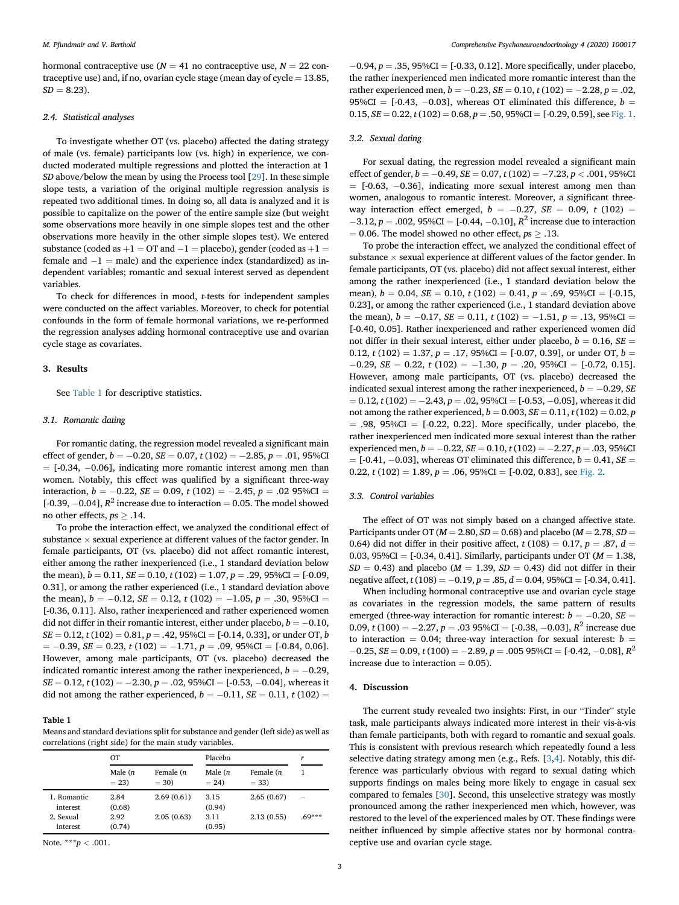hormonal contraceptive use ($N = 41$ no contraceptive use, $N = 22$ contraceptive use) and, if no, ovarian cycle stage (mean day of cycle = 13.85, $SD = 8.23$).

### 2.4. Statistical analyses

To investigate whether OT (vs. placebo) affected the dating strategy of male (vs. female) participants low (vs. high) in experience, we conducted moderated multiple regressions and plotted the interaction at 1 *SD* above/below the mean by using the Process tool [29]. In these simple slope tests, a variation of the original multiple regression analysis is repeated two additional times. In doing so, all data is analyzed and it is possible to capitalize on the power of the entire sample size (but weight some observations more heavily in one simple slopes test and the other observations more heavily in the other simple slopes test). We entered substance (coded as +1 = OT and −1 = placebo), gender (coded as +1 = female and −1 = male) and the experience index (standardized) as independent variables; romantic and sexual interest served as dependent variables.

To check for differences in mood, *t*-tests for independent samples were conducted on the affect variables. Moreover, to check for potential confounds in the form of female hormonal variations, we re-performed the regression analyses adding hormonal contraceptive use and ovarian cycle stage as covariates.

## 3. Results

See Table 1 for descriptive statistics.

### 3.1. Romantic dating

For romantic dating, the regression model revealed a significant main effect of gender, $b = -0.20$, $SE = 0.07$, $t\,(102) = -2.85$, $p = .01$, 95%CI = [-0.34, −0.06], indicating more romantic interest among men than women. Notably, this effect was qualified by a significant three-way interaction, $b = -0.22$, $SE = 0.09$, $t\,(102) = -2.45$, $p = .02$ 95%CI = [-0.39, −0.04], $R^2$ increase due to interaction = 0.05. The model showed no other effects, $ps \geq .14$.

To probe the interaction effect, we analyzed the conditional effect of substance × sexual experience at different values of the factor gender. In female participants, OT (vs. placebo) did not affect romantic interest, either among the rather inexperienced (i.e., 1 standard deviation below the mean), $b = 0.11$, $SE = 0.10$, $t\,(102) = 1.07$, $p = .29$, 95%CI = [-0.09, 0.31], or among the rather experienced (i.e., 1 standard deviation above the mean), $b = -0.12$, $SE = 0.12$, $t\,(102) = -1.05$, $p = .30$, 95%CI = [-0.36, 0.11]. Also, rather inexperienced and rather experienced women did not differ in their romantic interest, either under placebo, $b = -0.10$, $SE = 0.12$, $t\,(102) = 0.81$, $p = .42$, 95%CI = [-0.14, 0.33], or under OT, $b = -0.39$, $SE = 0.23$, $t\,(102) = -1.71$, $p = .09$, 95%CI = [-0.84, 0.06]. However, among male participants, OT (vs. placebo) decreased the indicated romantic interest among the rather inexperienced, $b = -0.29$, $SE = 0.12$, $t\,(102) = -2.30$, $p = .02$, 95%CI = [-0.53, −0.04], whereas it did not among the rather experienced, $b = -0.11$, $SE = 0.11$, $t\,(102) = -0.94$, $p = .35$, 95%CI = [-0.33, 0.12]. More specifically, under placebo, the rather inexperienced men indicated more romantic interest than the rather experienced men, $b = -0.23$, $SE = 0.10$, $t\,(102) = -2.28$, $p = .02$, 95%CI = [-0.43, −0.03], whereas OT eliminated this difference, $b = 0.15$, $SE = 0.22$, $t\,(102) = 0.68$, $p = .50$, 95%CI = [-0.29, 0.59], see Fig. 1.

**Table 1**
Means and standard deviations split for substance and gender (left side) as well as correlations (right side) for the main study variables.

| | OT | | Placebo | | *r* |
|---|---|---|---|---|---|
| | Male ($n$ = 23) | Female ($n$ = 30) | Male ($n$ = 24) | Female ($n$ = 33) | 1 |
| 1. Romantic interest | 2.84 (0.68) | 2.69 (0.61) | 3.15 (0.94) | 2.65 (0.67) | – |
| 2. Sexual interest | 2.92 (0.74) | 2.05 (0.63) | 3.11 (0.95) | 2.13 (0.55) | .69*** |

Note. ***$p < .001$.

### 3.2. Sexual dating

For sexual dating, the regression model revealed a significant main effect of gender, $b = -0.49$, $SE = 0.07$, $t\,(102) = -7.23$, $p < .001$, 95%CI = [-0.63, −0.36], indicating more sexual interest among men than women, analogous to romantic interest. Moreover, a significant three-way interaction effect emerged, $b = -0.27$, $SE = 0.09$, $t\,(102) = -3.12$, $p = .002$, 95%CI = [-0.44, −0.10], $R^2$ increase due to interaction = 0.06. The model showed no other effect, $ps \geq .13$.

To probe the interaction effect, we analyzed the conditional effect of substance × sexual experience at different values of the factor gender. In female participants, OT (vs. placebo) did not affect sexual interest, either among the rather inexperienced (i.e., 1 standard deviation below the mean), $b = 0.04$, $SE = 0.10$, $t\,(102) = 0.41$, $p = .69$, 95%CI = [-0.15, 0.23], or among the rather experienced (i.e., 1 standard deviation above the mean), $b = -0.17$, $SE = 0.11$, $t\,(102) = -1.51$, $p = .13$, 95%CI = [-0.40, 0.05]. Rather inexperienced and rather experienced women did not differ in their sexual interest, either under placebo, $b = 0.16$, $SE = 0.12$, $t\,(102) = 1.37$, $p = .17$, 95%CI = [-0.07, 0.39], or under OT, $b = -0.29$, $SE = 0.22$, $t\,(102) = -1.30$, $p = .20$, 95%CI = [-0.72, 0.15]. However, among male participants, OT (vs. placebo) decreased the indicated sexual interest among the rather inexperienced, $b = -0.29$, $SE = 0.12$, $t\,(102) = -2.43$, $p = .02$, 95%CI = [-0.53, −0.05], whereas it did not among the rather experienced, $b = 0.003$, $SE = 0.11$, $t\,(102) = 0.02$, $p = .98$, 95%CI = [-0.22, 0.22]. More specifically, under placebo, the rather inexperienced men indicated more sexual interest than the rather experienced men, $b = -0.22$, $SE = 0.10$, $t\,(102) = -2.27$, $p = .03$, 95%CI = [-0.41, −0.03], whereas OT eliminated this difference, $b = 0.41$, $SE = 0.22$, $t\,(102) = 1.89$, $p = .06$, 95%CI = [-0.02, 0.83], see Fig. 2.

### 3.3. Control variables

The effect of OT was not simply based on a changed affective state. Participants under OT ($M = 2.80$, $SD = 0.68$) and placebo ($M = 2.78$, $SD = 0.64$) did not differ in their positive affect, $t\,(108) = 0.17$, $p = .87$, $d = 0.03$, 95%CI = [-0.34, 0.41]. Similarly, participants under OT ($M = 1.38$, $SD = 0.43$) and placebo ($M = 1.39$, $SD = 0.43$) did not differ in their negative affect, $t\,(108) = -0.19$, $p = .85$, $d = 0.04$, 95%CI = [-0.34, 0.41].

When including hormonal contraceptive use and ovarian cycle stage as covariates in the regression models, the same pattern of results emerged (three-way interaction for romantic interest: $b = -0.20$, $SE = 0.09$, $t\,(100) = -2.27$, $p = .03$ 95%CI = [-0.38, −0.03], $R^2$ increase due to interaction = 0.04; three-way interaction for sexual interest: $b = -0.25$, $SE = 0.09$, $t\,(100) = -2.89$, $p = .005$ 95%CI = [-0.42, −0.08], $R^2$ increase due to interaction = 0.05).

## 4. Discussion

The current study revealed two insights: First, in our "Tinder" style task, male participants always indicated more interest in their vis-à-vis than female participants, both with regard to romantic and sexual goals. This is consistent with previous research which repeatedly found a less selective dating strategy among men (e.g., Refs. [3,4]). Notably, this difference was particularly obvious with regard to sexual dating which supports findings on males being more likely to engage in casual sex compared to females [30]. Second, this unselective strategy was mostly pronounced among the rather inexperienced men which, however, was restored to the level of the experienced males by OT. These findings were neither influenced by simple affective states nor by hormonal contraceptive use and ovarian cycle stage.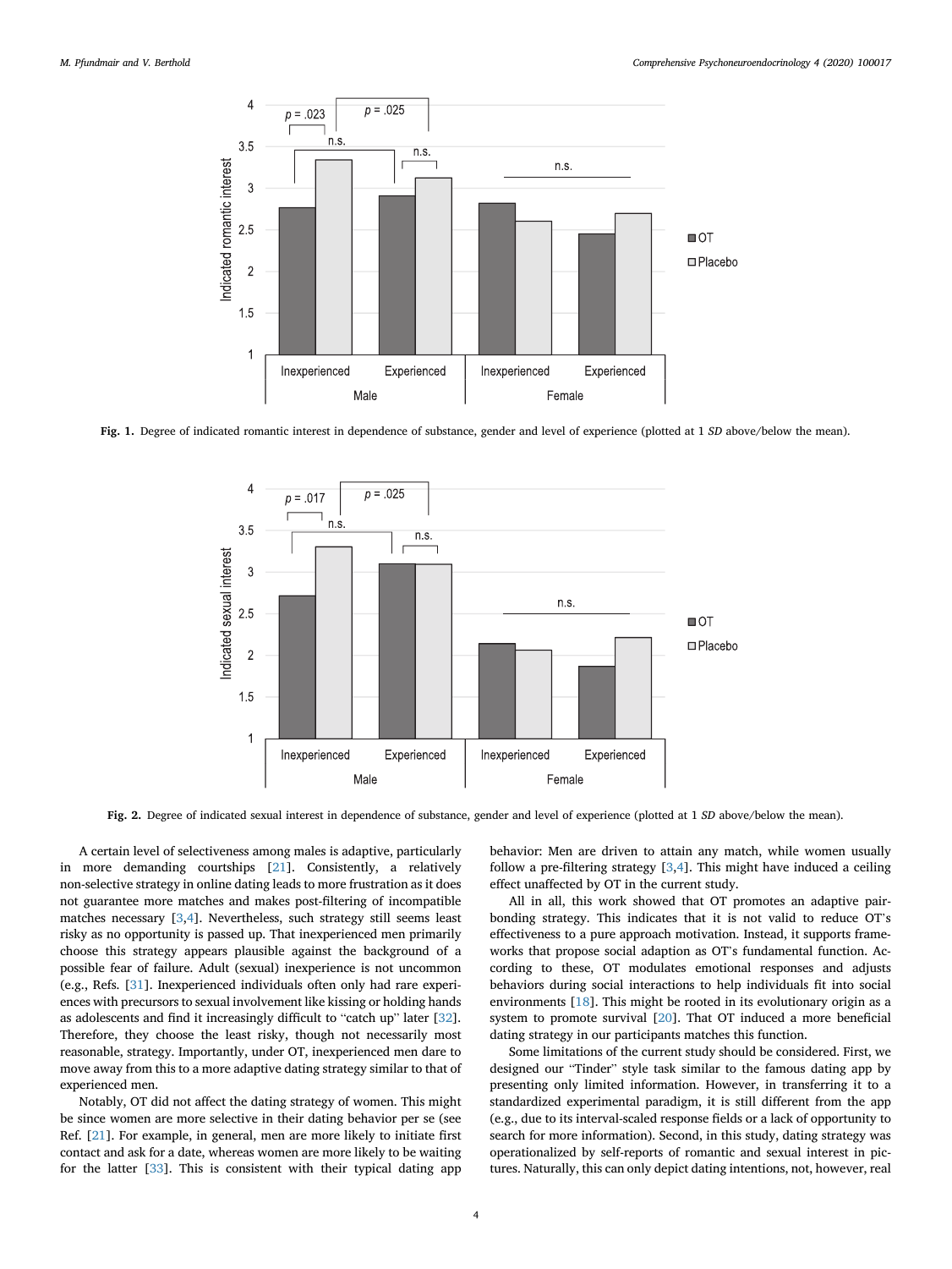**Fig. 1.** Degree of indicated romantic interest in dependence of substance, gender and level of experience (plotted at 1 *SD* above/below the mean).

**Fig. 2.** Degree of indicated sexual interest in dependence of substance, gender and level of experience (plotted at 1 *SD* above/below the mean).

A certain level of selectiveness among males is adaptive, particularly in more demanding courtships [21]. Consistently, a relatively non-selective strategy in online dating leads to more frustration as it does not guarantee more matches and makes post-filtering of incompatible matches necessary [3,4]. Nevertheless, such strategy still seems least risky as no opportunity is passed up. That inexperienced men primarily choose this strategy appears plausible against the background of a possible fear of failure. Adult (sexual) inexperience is not uncommon (e.g., Refs. [31]. Inexperienced individuals often only had rare experiences with precursors to sexual involvement like kissing or holding hands as adolescents and find it increasingly difficult to "catch up" later [32]. Therefore, they choose the least risky, though not necessarily most reasonable, strategy. Importantly, under OT, inexperienced men dare to move away from this to a more adaptive dating strategy similar to that of experienced men.

Notably, OT did not affect the dating strategy of women. This might be since women are more selective in their dating behavior per se (see Ref. [21]. For example, in general, men are more likely to initiate first contact and ask for a date, whereas women are more likely to be waiting for the latter [33]. This is consistent with their typical dating app behavior: Men are driven to attain any match, while women usually follow a pre-filtering strategy [3,4]. This might have induced a ceiling effect unaffected by OT in the current study.

All in all, this work showed that OT promotes an adaptive pair-bonding strategy. This indicates that it is not valid to reduce OT's effectiveness to a pure approach motivation. Instead, it supports frameworks that propose social adaption as OT's fundamental function. According to these, OT modulates emotional responses and adjusts behaviors during social interactions to help individuals fit into social environments [18]. This might be rooted in its evolutionary origin as a system to promote survival [20]. That OT induced a more beneficial dating strategy in our participants matches this function.

Some limitations of the current study should be considered. First, we designed our "Tinder" style task similar to the famous dating app by presenting only limited information. However, in transferring it to a standardized experimental paradigm, it is still different from the app (e.g., due to its interval-scaled response fields or a lack of opportunity to search for more information). Second, in this study, dating strategy was operationalized by self-reports of romantic and sexual interest in pictures. Naturally, this can only depict dating intentions, not, however, real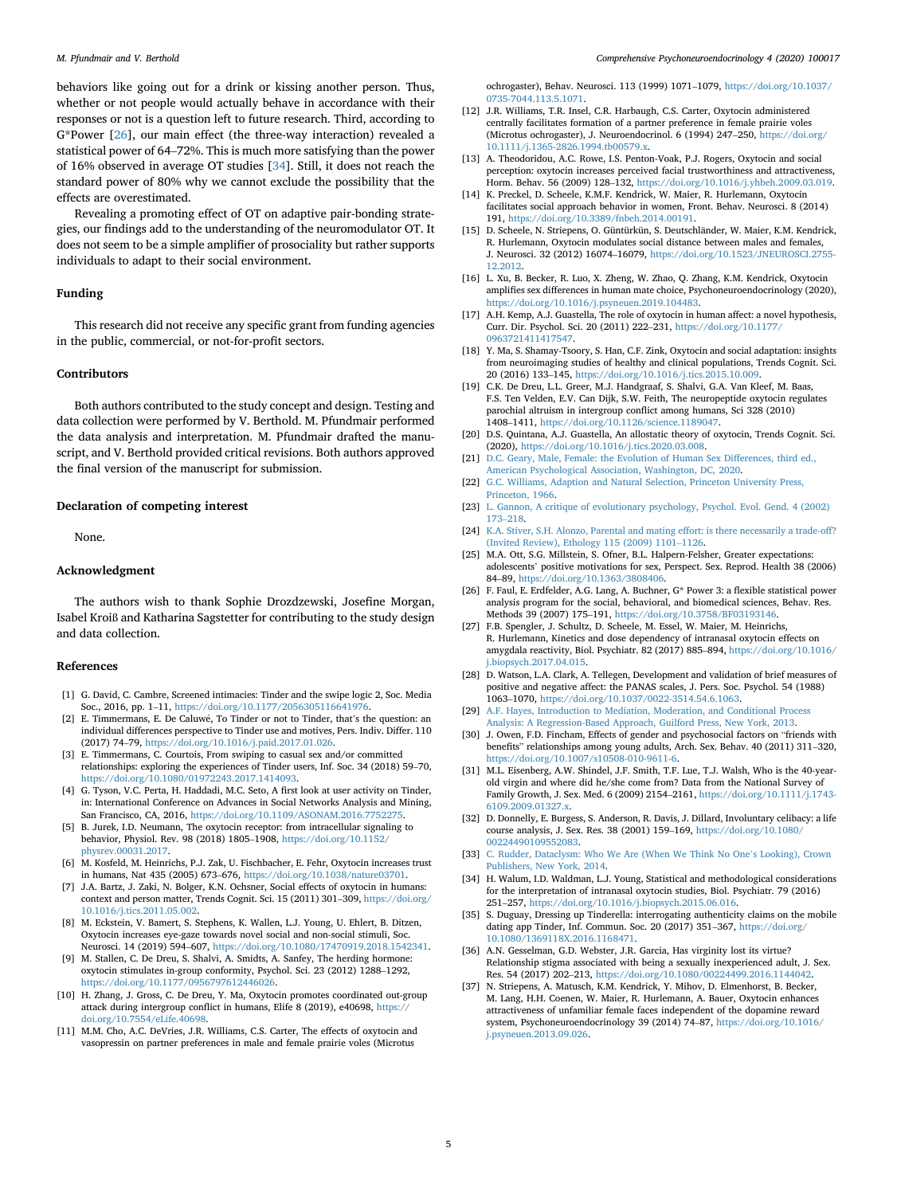behaviors like going out for a drink or kissing another person. Thus, whether or not people would actually behave in accordance with their responses or not is a question left to future research. Third, according to G*Power [26], our main effect (the three-way interaction) revealed a statistical power of 64–72%. This is much more satisfying than the power of 16% observed in average OT studies [34]. Still, it does not reach the standard power of 80% why we cannot exclude the possibility that the effects are overestimated.

Revealing a promoting effect of OT on adaptive pair-bonding strategies, our findings add to the understanding of the neuromodulator OT. It does not seem to be a simple amplifier of prosociality but rather supports individuals to adapt to their social environment.

## Funding

This research did not receive any specific grant from funding agencies in the public, commercial, or not-for-profit sectors.

## Contributors

Both authors contributed to the study concept and design. Testing and data collection were performed by V. Berthold. M. Pfundmair performed the data analysis and interpretation. M. Pfundmair drafted the manuscript, and V. Berthold provided critical revisions. Both authors approved the final version of the manuscript for submission.

## Declaration of competing interest

None.

## Acknowledgment

The authors wish to thank Sophie Drozdzewski, Josefine Morgan, Isabel Kroiß and Katharina Sagstetter for contributing to the study design and data collection.

## References

[1] G. David, C. Cambre, Screened intimacies: Tinder and the swipe logic 2, Soc. Media Soc., 2016, pp. 1–11, https://doi.org/10.1177/2056305116641976.

[2] E. Timmermans, E. De Caluwé, To Tinder or not to Tinder, that's the question: an individual differences perspective to Tinder use and motives, Pers. Indiv. Differ. 110 (2017) 74–79, https://doi.org/10.1016/j.paid.2017.01.026.

[3] E. Timmermans, C. Courtois, From swiping to casual sex and/or committed relationships: exploring the experiences of Tinder users, Inf. Soc. 34 (2018) 59–70, https://doi.org/10.1080/01972243.2017.1414093.

[4] G. Tyson, V.C. Perta, H. Haddadi, M.C. Seto, A first look at user activity on Tinder, in: International Conference on Advances in Social Networks Analysis and Mining, San Francisco, CA, 2016, https://doi.org/10.1109/ASONAM.2016.7752275.

[5] B. Jurek, I.D. Neumann, The oxytocin receptor: from intracellular signaling to behavior, Physiol. Rev. 98 (2018) 1805–1908, https://doi.org/10.1152/physrev.00031.2017.

[6] M. Kosfeld, M. Heinrichs, P.J. Zak, U. Fischbacher, E. Fehr, Oxytocin increases trust in humans, Nat 435 (2005) 673–676, https://doi.org/10.1038/nature03701.

[7] J.A. Bartz, J. Zaki, N. Bolger, K.N. Ochsner, Social effects of oxytocin in humans: context and person matter, Trends Cognit. Sci. 15 (2011) 301–309, https://doi.org/10.1016/j.tics.2011.05.002.

[8] M. Eckstein, V. Bamert, S. Stephens, K. Wallen, L.J. Young, U. Ehlert, B. Ditzen, Oxytocin increases eye-gaze towards novel social and non-social stimuli, Soc. Neurosci. 14 (2019) 594–607, https://doi.org/10.1080/17470919.2018.1542341.

[9] M. Stallen, C. De Dreu, S. Shalvi, A. Smidts, A. Sanfey, The herding hormone: oxytocin stimulates in-group conformity, Psychol. Sci. 23 (2012) 1288–1292, https://doi.org/10.1177/0956797612446026.

[10] H. Zhang, J. Gross, C. De Dreu, Y. Ma, Oxytocin promotes coordinated out-group attack during intergroup conflict in humans, Elife 8 (2019), e40698, https://doi.org/10.7554/eLife.40698.

[11] M.M. Cho, A.C. DeVries, J.R. Williams, C.S. Carter, The effects of oxytocin and vasopressin on partner preferences in male and female prairie voles (Microtus ochrogaster), Behav. Neurosci. 113 (1999) 1071–1079, https://doi.org/10.1037/0735-7044.113.5.1071.

[12] J.R. Williams, T.R. Insel, C.R. Harbaugh, C.S. Carter, Oxytocin administered centrally facilitates formation of a partner preference in female prairie voles (Microtus ochrogaster), J. Neuroendocrinol. 6 (1994) 247–250, https://doi.org/10.1111/j.1365-2826.1994.tb00579.x.

[13] A. Theodoridou, A.C. Rowe, I.S. Penton-Voak, P.J. Rogers, Oxytocin and social perception: oxytocin increases perceived facial trustworthiness and attractiveness, Horm. Behav. 56 (2009) 128–132, https://doi.org/10.1016/j.yhbeh.2009.03.019.

[14] K. Preckel, D. Scheele, K.M.F. Kendrick, W. Maier, R. Hurlemann, Oxytocin facilitates social approach behavior in women, Front. Behav. Neurosci. 8 (2014) 191, https://doi.org/10.3389/fnbeh.2014.00191.

[15] D. Scheele, N. Striepens, O. Güntürkün, S. Deutschländer, W. Maier, K.M. Kendrick, R. Hurlemann, Oxytocin modulates social distance between males and females, J. Neurosci. 32 (2012) 16074–16079, https://doi.org/10.1523/JNEUROSCI.2755-12.2012.

[16] L. Xu, B. Becker, R. Luo, X. Zheng, W. Zhao, Q. Zhang, K.M. Kendrick, Oxytocin amplifies sex differences in human mate choice, Psychoneuroendocrinology (2020), https://doi.org/10.1016/j.psyneuen.2019.104483.

[17] A.H. Kemp, A.J. Guastella, The role of oxytocin in human affect: a novel hypothesis, Curr. Dir. Psychol. Sci. 20 (2011) 222–231, https://doi.org/10.1177/0963721411417547.

[18] Y. Ma, S. Shamay-Tsoory, S. Han, C.F. Zink, Oxytocin and social adaptation: insights from neuroimaging studies of healthy and clinical populations, Trends Cognit. Sci. 20 (2016) 133–145, https://doi.org/10.1016/j.tics.2015.10.009.

[19] C.K. De Dreu, L.L. Greer, M.J. Handgraaf, S. Shalvi, G.A. Van Kleef, M. Baas, F.S. Ten Velden, E.V. Can Dijk, S.W. Feith, The neuropeptide oxytocin regulates parochial altruism in intergroup conflict among humans, Sci 328 (2010) 1408–1411, https://doi.org/10.1126/science.1189047.

[20] D.S. Quintana, A.J. Guastella, An allostatic theory of oxytocin, Trends Cognit. Sci. (2020), https://doi.org/10.1016/j.tics.2020.03.008.

[21] D.C. Geary, Male, Female: the Evolution of Human Sex Differences, third ed., American Psychological Association, Washington, DC, 2020.

[22] G.C. Williams, Adaption and Natural Selection, Princeton University Press, Princeton, 1966.

[23] L. Gannon, A critique of evolutionary psychology, Psychol. Evol. Gend. 4 (2002) 173–218.

[24] K.A. Stiver, S.H. Alonzo, Parental and mating effort: is there necessarily a trade-off? (Invited Review), Ethology 115 (2009) 1101–1126.

[25] M.A. Ott, S.G. Millstein, S. Ofner, B.L. Halpern-Felsher, Greater expectations: adolescents' positive motivations for sex, Perspect. Sex. Reprod. Health 38 (2006) 84–89, https://doi.org/10.1363/3808406.

[26] F. Faul, E. Erdfelder, A.G. Lang, A. Buchner, G* Power 3: a flexible statistical power analysis program for the social, behavioral, and biomedical sciences, Behav. Res. Methods 39 (2007) 175–191, https://doi.org/10.3758/BF03193146.

[27] F.B. Spengler, J. Schultz, D. Scheele, M. Essel, W. Maier, M. Heinrichs, R. Hurlemann, Kinetics and dose dependency of intranasal oxytocin effects on amygdala reactivity, Biol. Psychiatr. 82 (2017) 885–894, https://doi.org/10.1016/j.biopsych.2017.04.015.

[28] D. Watson, L.A. Clark, A. Tellegen, Development and validation of brief measures of positive and negative affect: the PANAS scales, J. Pers. Soc. Psychol. 54 (1988) 1063–1070, https://doi.org/10.1037/0022-3514.54.6.1063.

[29] A.F. Hayes, Introduction to Mediation, Moderation, and Conditional Process Analysis: A Regression-Based Approach, Guilford Press, New York, 2013.

[30] J. Owen, F.D. Fincham, Effects of gender and psychosocial factors on "friends with benefits" relationships among young adults, Arch. Sex. Behav. 40 (2011) 311–320, https://doi.org/10.1007/s10508-010-9611-6.

[31] M.L. Eisenberg, A.W. Shindel, J.F. Smith, T.F. Lue, T.J. Walsh, Who is the 40-year-old virgin and where did he/she come from? Data from the National Survey of Family Growth, J. Sex. Med. 6 (2009) 2154–2161, https://doi.org/10.1111/j.1743-6109.2009.01327.x.

[32] D. Donnelly, E. Burgess, S. Anderson, R. Davis, J. Dillard, Involuntary celibacy: a life course analysis, J. Sex. Res. 38 (2001) 159–169, https://doi.org/10.1080/00224490109552083.

[33] C. Rudder, Dataclysm: Who We Are (When We Think No One's Looking), Crown Publishers, New York, 2014.

[34] H. Walum, I.D. Waldman, L.J. Young, Statistical and methodological considerations for the interpretation of intranasal oxytocin studies, Biol. Psychiatr. 79 (2016) 251–257, https://doi.org/10.1016/j.biopsych.2015.06.016.

[35] S. Duguay, Dressing up Tinderella: interrogating authenticity claims on the mobile dating app Tinder, Inf. Commun. Soc. 20 (2017) 351–367, https://doi.org/10.1080/1369118X.2016.1168471.

[36] A.N. Gesselman, G.D. Webster, J.R. Garcia, Has virginity lost its virtue? Relationship stigma associated with being a sexually inexperienced adult, J. Sex. Res. 54 (2017) 202–213, https://doi.org/10.1080/00224499.2016.1144042.

[37] N. Striepens, A. Matusch, K.M. Kendrick, Y. Mihov, D. Elmenhorst, B. Becker, M. Lang, H.H. Coenen, W. Maier, R. Hurlemann, A. Bauer, Oxytocin enhances attractiveness of unfamiliar female faces independent of the dopamine reward system, Psychoneuroendocrinology 39 (2014) 74–87, https://doi.org/10.1016/j.psyneuen.2013.09.026.